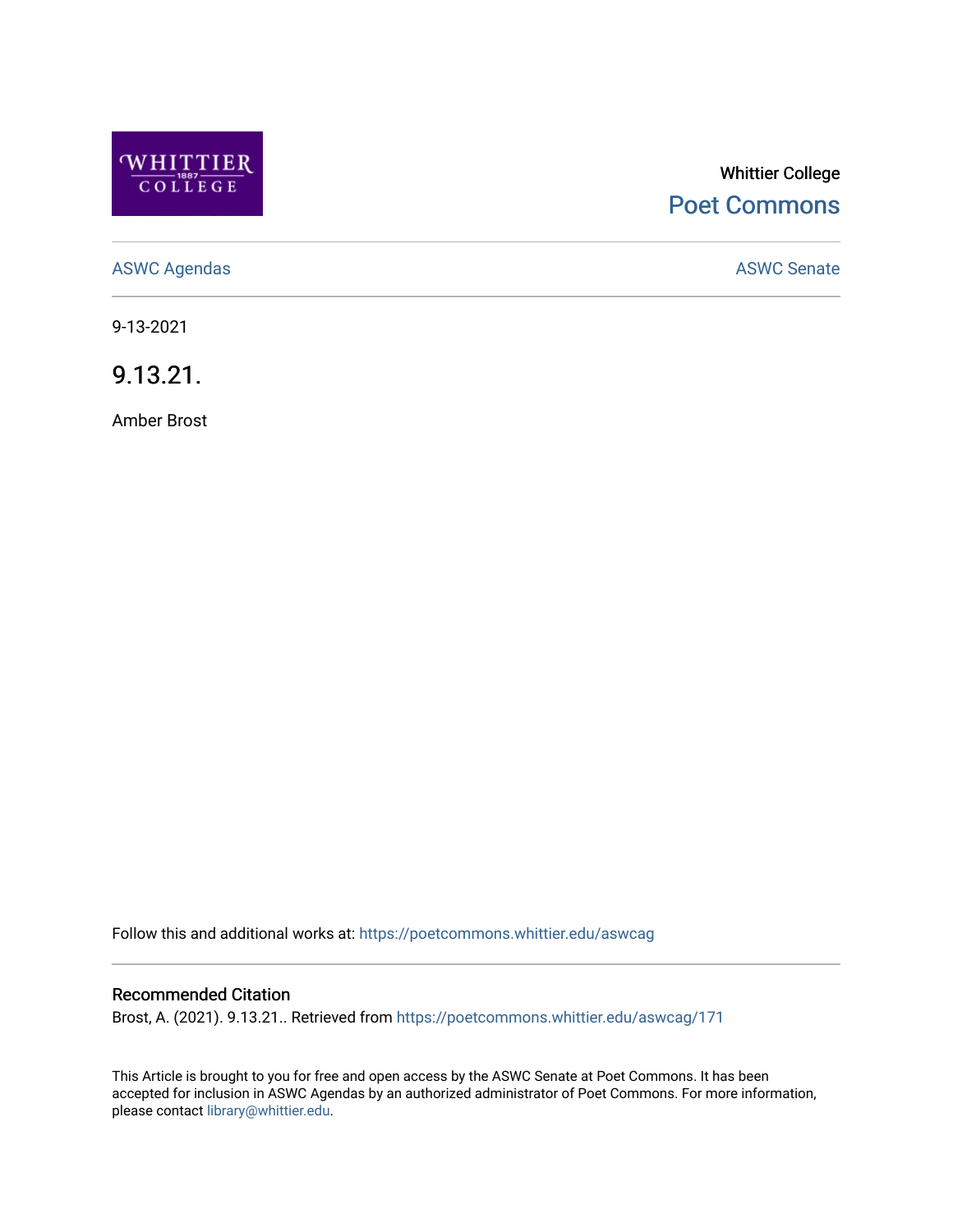Whittier College

Poet Commons

ASWC Agendas

ASWC Senate

9-13-2021

# 9.13.21.

Amber Brost

Follow this and additional works at: https://poetcommons.whittier.edu/aswcag

## Recommended Citation

Brost, A. (2021). 9.13.21.. Retrieved from https://poetcommons.whittier.edu/aswcag/171

This Article is brought to you for free and open access by the ASWC Senate at Poet Commons. It has been accepted for inclusion in ASWC Agendas by an authorized administrator of Poet Commons. For more information, please contact library@whittier.edu.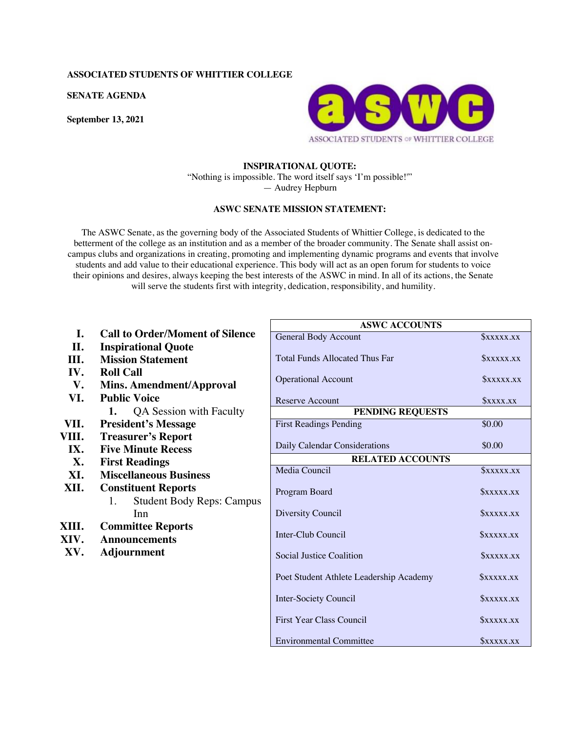**ASSOCIATED STUDENTS OF WHITTIER COLLEGE**

**SENATE AGENDA**

**September 13, 2021**

ASSOCIATED STUDENTS OF WHITTIER COLLEGE

**INSPIRATIONAL QUOTE:**

"Nothing is impossible. The word itself says 'I'm possible!'"
— Audrey Hepburn

**ASWC SENATE MISSION STATEMENT:**

The ASWC Senate, as the governing body of the Associated Students of Whittier College, is dedicated to the betterment of the college as an institution and as a member of the broader community. The Senate shall assist on-campus clubs and organizations in creating, promoting and implementing dynamic programs and events that involve students and add value to their educational experience. This body will act as an open forum for students to voice their opinions and desires, always keeping the best interests of the ASWC in mind. In all of its actions, the Senate will serve the students first with integrity, dedication, responsibility, and humility.

- **I. Call to Order/Moment of Silence**
- **II. Inspirational Quote**
- **III. Mission Statement**
- **IV. Roll Call**
- **V. Mins. Amendment/Approval**
- **VI. Public Voice**
  1. QA Session with Faculty
- **VII. President's Message**
- **VIII. Treasurer's Report**
- **IX. Five Minute Recess**
- **X. First Readings**
- **XI. Miscellaneous Business**
- **XII. Constituent Reports**
  1. Student Body Reps: Campus Inn
- **XIII. Committee Reports**
- **XIV. Announcements**
- **XV. Adjournment**

| ASWC ACCOUNTS | |
|---|---|
| General Body Account | $xxxxx.xx |
| Total Funds Allocated Thus Far | $xxxxx.xx |
| Operational Account | $xxxxx.xx |
| Reserve Account | $xxxx.xx |
| **PENDING REQUESTS** | |
| First Readings Pending | $0.00 |
| Daily Calendar Considerations | $0.00 |
| **RELATED ACCOUNTS** | |
| Media Council | $xxxxx.xx |
| Program Board | $xxxxx.xx |
| Diversity Council | $xxxxx.xx |
| Inter-Club Council | $xxxxx.xx |
| Social Justice Coalition | $xxxxx.xx |
| Poet Student Athlete Leadership Academy | $xxxxx.xx |
| Inter-Society Council | $xxxxx.xx |
| First Year Class Council | $xxxxx.xx |
| Environmental Committee | $xxxxx.xx |